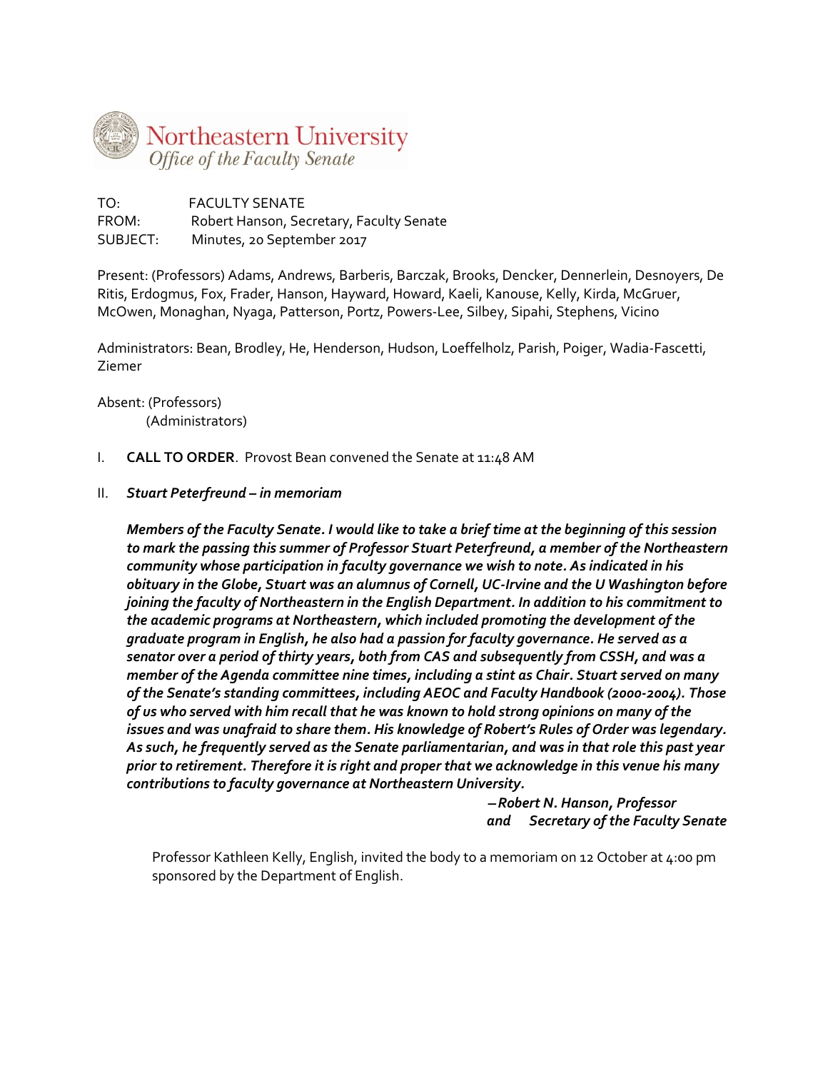Northeastern University
*Office of the Faculty Senate*

TO: FACULTY SENATE
FROM: Robert Hanson, Secretary, Faculty Senate
SUBJECT: Minutes, 20 September 2017

Present: (Professors) Adams, Andrews, Barberis, Barczak, Brooks, Dencker, Dennerlein, Desnoyers, De Ritis, Erdogmus, Fox, Frader, Hanson, Hayward, Howard, Kaeli, Kanouse, Kelly, Kirda, McGruer, McOwen, Monaghan, Nyaga, Patterson, Portz, Powers-Lee, Silbey, Sipahi, Stephens, Vicino

Administrators: Bean, Brodley, He, Henderson, Hudson, Loeffelholz, Parish, Poiger, Wadia-Fascetti, Ziemer

Absent: (Professors)
(Administrators)

I. **CALL TO ORDER**. Provost Bean convened the Senate at 11:48 AM

II. ***Stuart Peterfreund – in memoriam***

***Members of the Faculty Senate. I would like to take a brief time at the beginning of this session to mark the passing this summer of Professor Stuart Peterfreund, a member of the Northeastern community whose participation in faculty governance we wish to note. As indicated in his obituary in the Globe, Stuart was an alumnus of Cornell, UC-Irvine and the U Washington before joining the faculty of Northeastern in the English Department. In addition to his commitment to the academic programs at Northeastern, which included promoting the development of the graduate program in English, he also had a passion for faculty governance. He served as a senator over a period of thirty years, both from CAS and subsequently from CSSH, and was a member of the Agenda committee nine times, including a stint as Chair. Stuart served on many of the Senate's standing committees, including AEOC and Faculty Handbook (2000-2004). Those of us who served with him recall that he was known to hold strong opinions on many of the issues and was unafraid to share them. His knowledge of Robert's Rules of Order was legendary. As such, he frequently served as the Senate parliamentarian, and was in that role this past year prior to retirement. Therefore it is right and proper that we acknowledge in this venue his many contributions to faculty governance at Northeastern University.***

***—Robert N. Hanson, Professor and Secretary of the Faculty Senate***

Professor Kathleen Kelly, English, invited the body to a memoriam on 12 October at 4:00 pm sponsored by the Department of English.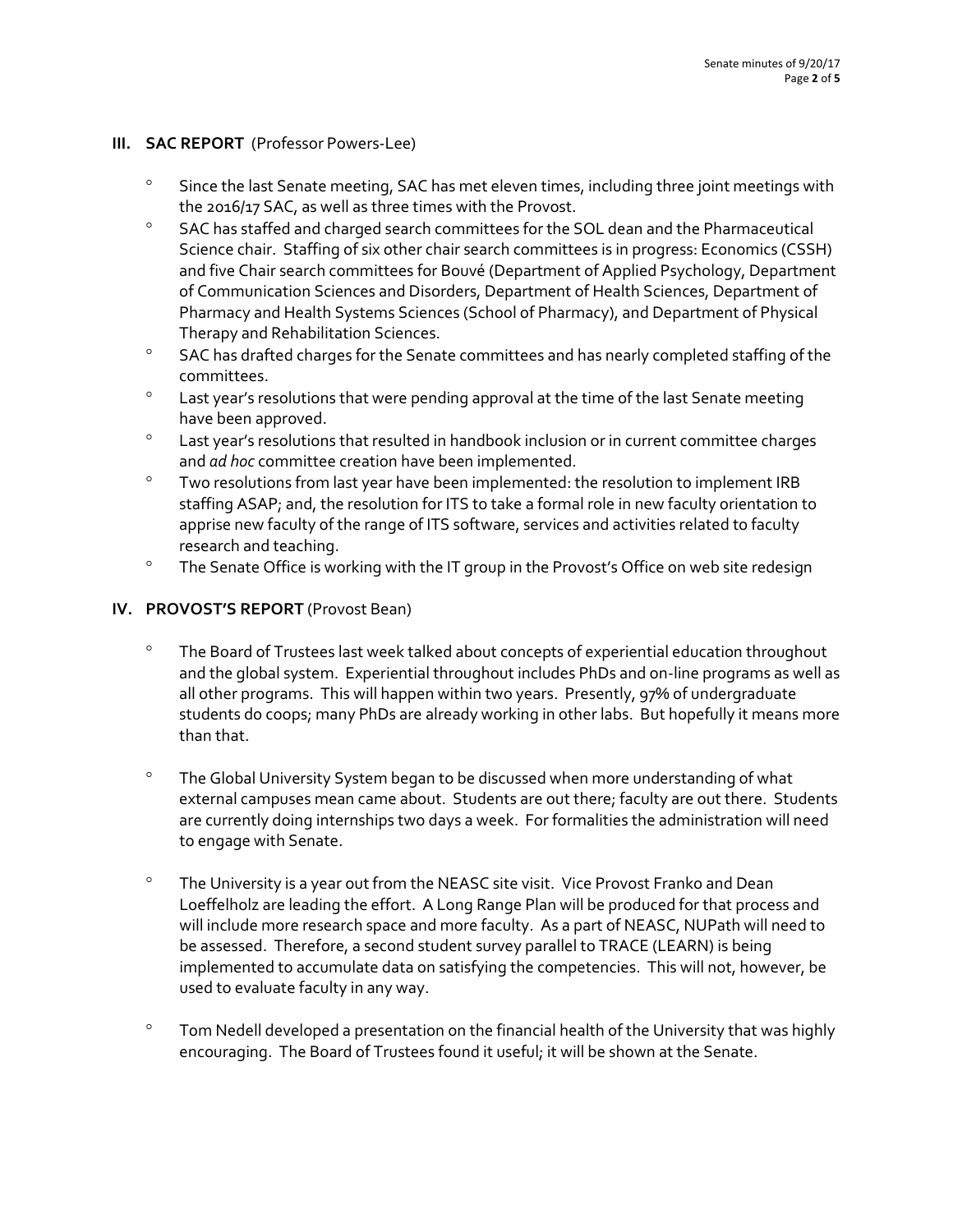## III. SAC REPORT (Professor Powers-Lee)

- Since the last Senate meeting, SAC has met eleven times, including three joint meetings with the 2016/17 SAC, as well as three times with the Provost.
- SAC has staffed and charged search committees for the SOL dean and the Pharmaceutical Science chair. Staffing of six other chair search committees is in progress: Economics (CSSH) and five Chair search committees for Bouvé (Department of Applied Psychology, Department of Communication Sciences and Disorders, Department of Health Sciences, Department of Pharmacy and Health Systems Sciences (School of Pharmacy), and Department of Physical Therapy and Rehabilitation Sciences.
- SAC has drafted charges for the Senate committees and has nearly completed staffing of the committees.
- Last year's resolutions that were pending approval at the time of the last Senate meeting have been approved.
- Last year's resolutions that resulted in handbook inclusion or in current committee charges and *ad hoc* committee creation have been implemented.
- Two resolutions from last year have been implemented: the resolution to implement IRB staffing ASAP; and, the resolution for ITS to take a formal role in new faculty orientation to apprise new faculty of the range of ITS software, services and activities related to faculty research and teaching.
- The Senate Office is working with the IT group in the Provost's Office on web site redesign

## IV. PROVOST'S REPORT (Provost Bean)

- The Board of Trustees last week talked about concepts of experiential education throughout and the global system. Experiential throughout includes PhDs and on-line programs as well as all other programs. This will happen within two years. Presently, 97% of undergraduate students do coops; many PhDs are already working in other labs. But hopefully it means more than that.

- The Global University System began to be discussed when more understanding of what external campuses mean came about. Students are out there; faculty are out there. Students are currently doing internships two days a week. For formalities the administration will need to engage with Senate.

- The University is a year out from the NEASC site visit. Vice Provost Franko and Dean Loeffelholz are leading the effort. A Long Range Plan will be produced for that process and will include more research space and more faculty. As a part of NEASC, NUPath will need to be assessed. Therefore, a second student survey parallel to TRACE (LEARN) is being implemented to accumulate data on satisfying the competencies. This will not, however, be used to evaluate faculty in any way.

- Tom Nedell developed a presentation on the financial health of the University that was highly encouraging. The Board of Trustees found it useful; it will be shown at the Senate.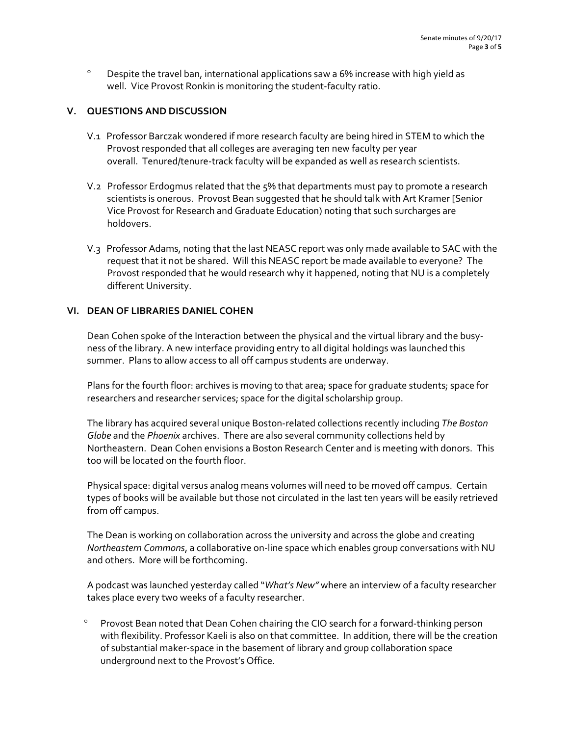- Despite the travel ban, international applications saw a 6% increase with high yield as well. Vice Provost Ronkin is monitoring the student-faculty ratio.

## V. QUESTIONS AND DISCUSSION

V.1 Professor Barczak wondered if more research faculty are being hired in STEM to which the Provost responded that all colleges are averaging ten new faculty per year overall. Tenured/tenure-track faculty will be expanded as well as research scientists.

V.2 Professor Erdogmus related that the 5% that departments must pay to promote a research scientists is onerous. Provost Bean suggested that he should talk with Art Kramer [Senior Vice Provost for Research and Graduate Education) noting that such surcharges are holdovers.

V.3 Professor Adams, noting that the last NEASC report was only made available to SAC with the request that it not be shared. Will this NEASC report be made available to everyone? The Provost responded that he would research why it happened, noting that NU is a completely different University.

## VI. DEAN OF LIBRARIES DANIEL COHEN

Dean Cohen spoke of the Interaction between the physical and the virtual library and the busy-ness of the library. A new interface providing entry to all digital holdings was launched this summer. Plans to allow access to all off campus students are underway.

Plans for the fourth floor: archives is moving to that area; space for graduate students; space for researchers and researcher services; space for the digital scholarship group.

The library has acquired several unique Boston-related collections recently including *The Boston Globe* and the *Phoenix* archives. There are also several community collections held by Northeastern. Dean Cohen envisions a Boston Research Center and is meeting with donors. This too will be located on the fourth floor.

Physical space: digital versus analog means volumes will need to be moved off campus. Certain types of books will be available but those not circulated in the last ten years will be easily retrieved from off campus.

The Dean is working on collaboration across the university and across the globe and creating *Northeastern Commons*, a collaborative on-line space which enables group conversations with NU and others. More will be forthcoming.

A podcast was launched yesterday called "*What's New"* where an interview of a faculty researcher takes place every two weeks of a faculty researcher.

- Provost Bean noted that Dean Cohen chairing the CIO search for a forward-thinking person with flexibility. Professor Kaeli is also on that committee. In addition, there will be the creation of substantial maker-space in the basement of library and group collaboration space underground next to the Provost's Office.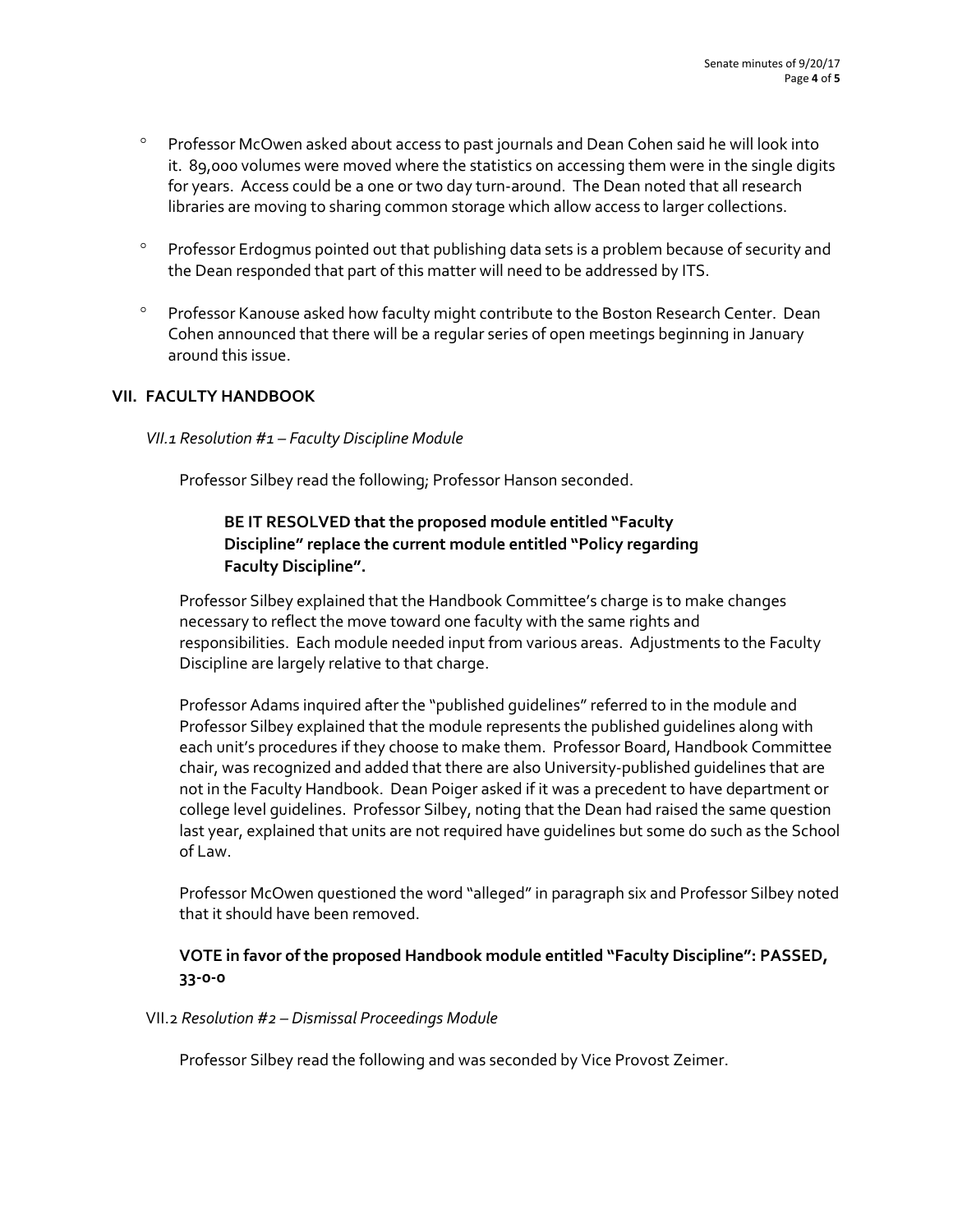- Professor McOwen asked about access to past journals and Dean Cohen said he will look into it. 89,000 volumes were moved where the statistics on accessing them were in the single digits for years. Access could be a one or two day turn-around. The Dean noted that all research libraries are moving to sharing common storage which allow access to larger collections.

- Professor Erdogmus pointed out that publishing data sets is a problem because of security and the Dean responded that part of this matter will need to be addressed by ITS.

- Professor Kanouse asked how faculty might contribute to the Boston Research Center. Dean Cohen announced that there will be a regular series of open meetings beginning in January around this issue.

## VII. FACULTY HANDBOOK

*VII.1 Resolution #1 – Faculty Discipline Module*

Professor Silbey read the following; Professor Hanson seconded.

> **BE IT RESOLVED that the proposed module entitled "Faculty Discipline" replace the current module entitled "Policy regarding Faculty Discipline".**

Professor Silbey explained that the Handbook Committee's charge is to make changes necessary to reflect the move toward one faculty with the same rights and responsibilities. Each module needed input from various areas. Adjustments to the Faculty Discipline are largely relative to that charge.

Professor Adams inquired after the "published guidelines" referred to in the module and Professor Silbey explained that the module represents the published guidelines along with each unit's procedures if they choose to make them. Professor Board, Handbook Committee chair, was recognized and added that there are also University-published guidelines that are not in the Faculty Handbook. Dean Poiger asked if it was a precedent to have department or college level guidelines. Professor Silbey, noting that the Dean had raised the same question last year, explained that units are not required have guidelines but some do such as the School of Law.

Professor McOwen questioned the word "alleged" in paragraph six and Professor Silbey noted that it should have been removed.

**VOTE in favor of the proposed Handbook module entitled "Faculty Discipline": PASSED, 33-0-0**

VII.2 *Resolution #2 – Dismissal Proceedings Module*

Professor Silbey read the following and was seconded by Vice Provost Zeimer.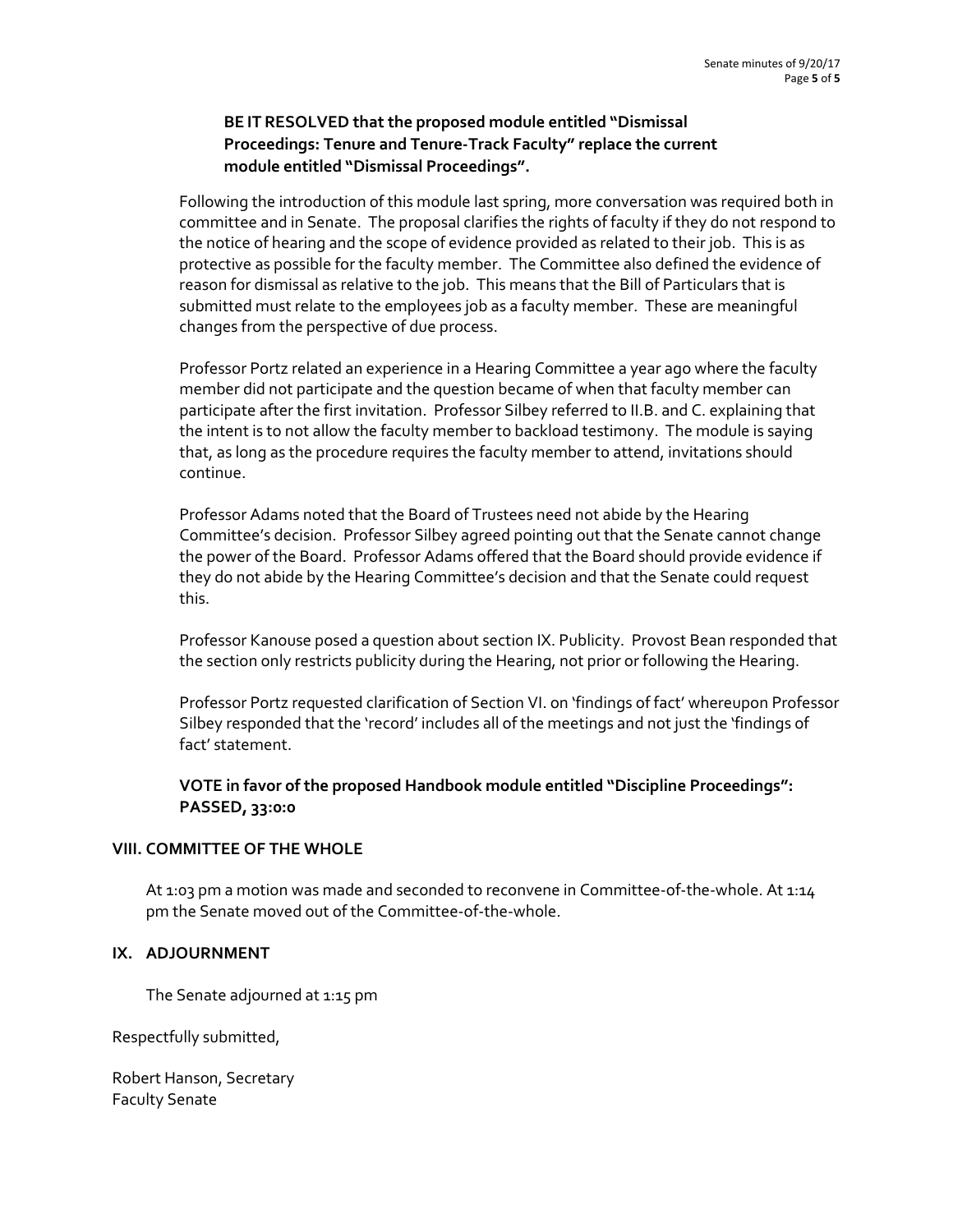**BE IT RESOLVED that the proposed module entitled "Dismissal Proceedings: Tenure and Tenure-Track Faculty" replace the current module entitled "Dismissal Proceedings".**

Following the introduction of this module last spring, more conversation was required both in committee and in Senate. The proposal clarifies the rights of faculty if they do not respond to the notice of hearing and the scope of evidence provided as related to their job. This is as protective as possible for the faculty member. The Committee also defined the evidence of reason for dismissal as relative to the job. This means that the Bill of Particulars that is submitted must relate to the employees job as a faculty member. These are meaningful changes from the perspective of due process.

Professor Portz related an experience in a Hearing Committee a year ago where the faculty member did not participate and the question became of when that faculty member can participate after the first invitation. Professor Silbey referred to II.B. and C. explaining that the intent is to not allow the faculty member to backload testimony. The module is saying that, as long as the procedure requires the faculty member to attend, invitations should continue.

Professor Adams noted that the Board of Trustees need not abide by the Hearing Committee's decision. Professor Silbey agreed pointing out that the Senate cannot change the power of the Board. Professor Adams offered that the Board should provide evidence if they do not abide by the Hearing Committee's decision and that the Senate could request this.

Professor Kanouse posed a question about section IX. Publicity. Provost Bean responded that the section only restricts publicity during the Hearing, not prior or following the Hearing.

Professor Portz requested clarification of Section VI. on 'findings of fact' whereupon Professor Silbey responded that the 'record' includes all of the meetings and not just the 'findings of fact' statement.

**VOTE in favor of the proposed Handbook module entitled "Discipline Proceedings": PASSED, 33:0:0**

## VIII. COMMITTEE OF THE WHOLE

At 1:03 pm a motion was made and seconded to reconvene in Committee-of-the-whole. At 1:14 pm the Senate moved out of the Committee-of-the-whole.

## IX. ADJOURNMENT

The Senate adjourned at 1:15 pm

Respectfully submitted,

Robert Hanson, Secretary
Faculty Senate